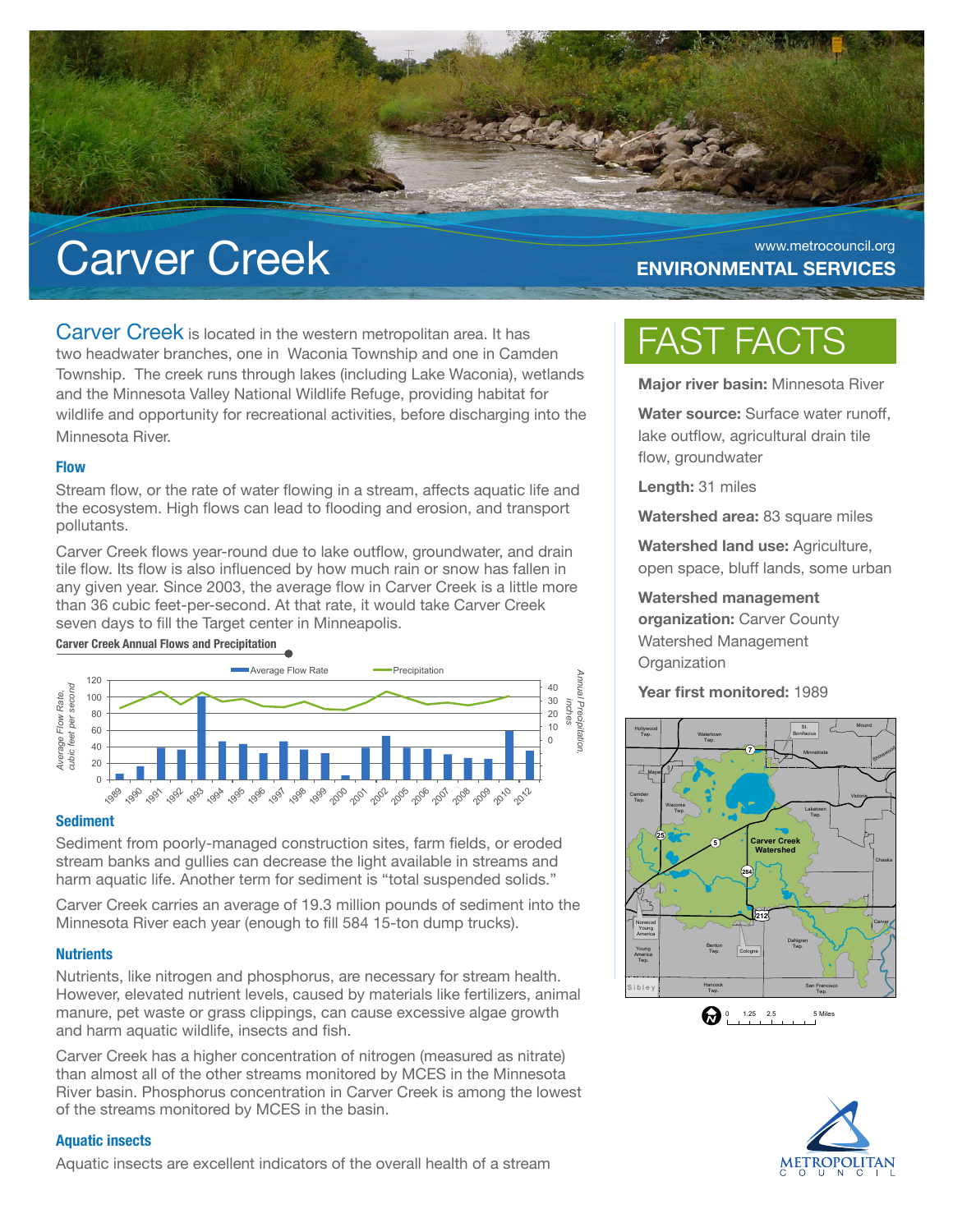# Carver Creek

www.metrocouncil.org

**ENVIRONMENTAL SERVICES**

Carver Creek is located in the western metropolitan area. It has two headwater branches, one in Waconia Township and one in Camden Township. The creek runs through lakes (including Lake Waconia), wetlands and the Minnesota Valley National Wildlife Refuge, providing habitat for wildlife and opportunity for recreational activities, before discharging into the Minnesota River.

### Flow

Stream flow, or the rate of water flowing in a stream, affects aquatic life and the ecosystem. High flows can lead to flooding and erosion, and transport pollutants.

Carver Creek flows year-round due to lake outflow, groundwater, and drain tile flow. Its flow is also influenced by how much rain or snow has fallen in any given year. Since 2003, the average flow in Carver Creek is a little more than 36 cubic feet-per-second. At that rate, it would take Carver Creek seven days to fill the Target center in Minneapolis.

**Carver Creek Annual Flows and Precipitation**

### Sediment

Sediment from poorly-managed construction sites, farm fields, or eroded stream banks and gullies can decrease the light available in streams and harm aquatic life. Another term for sediment is "total suspended solids."

Carver Creek carries an average of 19.3 million pounds of sediment into the Minnesota River each year (enough to fill 584 15-ton dump trucks).

### Nutrients

Nutrients, like nitrogen and phosphorus, are necessary for stream health. However, elevated nutrient levels, caused by materials like fertilizers, animal manure, pet waste or grass clippings, can cause excessive algae growth and harm aquatic wildlife, insects and fish.

Carver Creek has a higher concentration of nitrogen (measured as nitrate) than almost all of the other streams monitored by MCES in the Minnesota River basin. Phosphorus concentration in Carver Creek is among the lowest of the streams monitored by MCES in the basin.

### Aquatic insects

Aquatic insects are excellent indicators of the overall health of a stream

## FAST FACTS

**Major river basin:** Minnesota River

**Water source:** Surface water runoff, lake outflow, agricultural drain tile flow, groundwater

**Length:** 31 miles

**Watershed area:** 83 square miles

**Watershed land use:** Agriculture, open space, bluff lands, some urban

**Watershed management organization:** Carver County Watershed Management Organization

**Year first monitored:** 1989

METROPOLITAN COUNCIL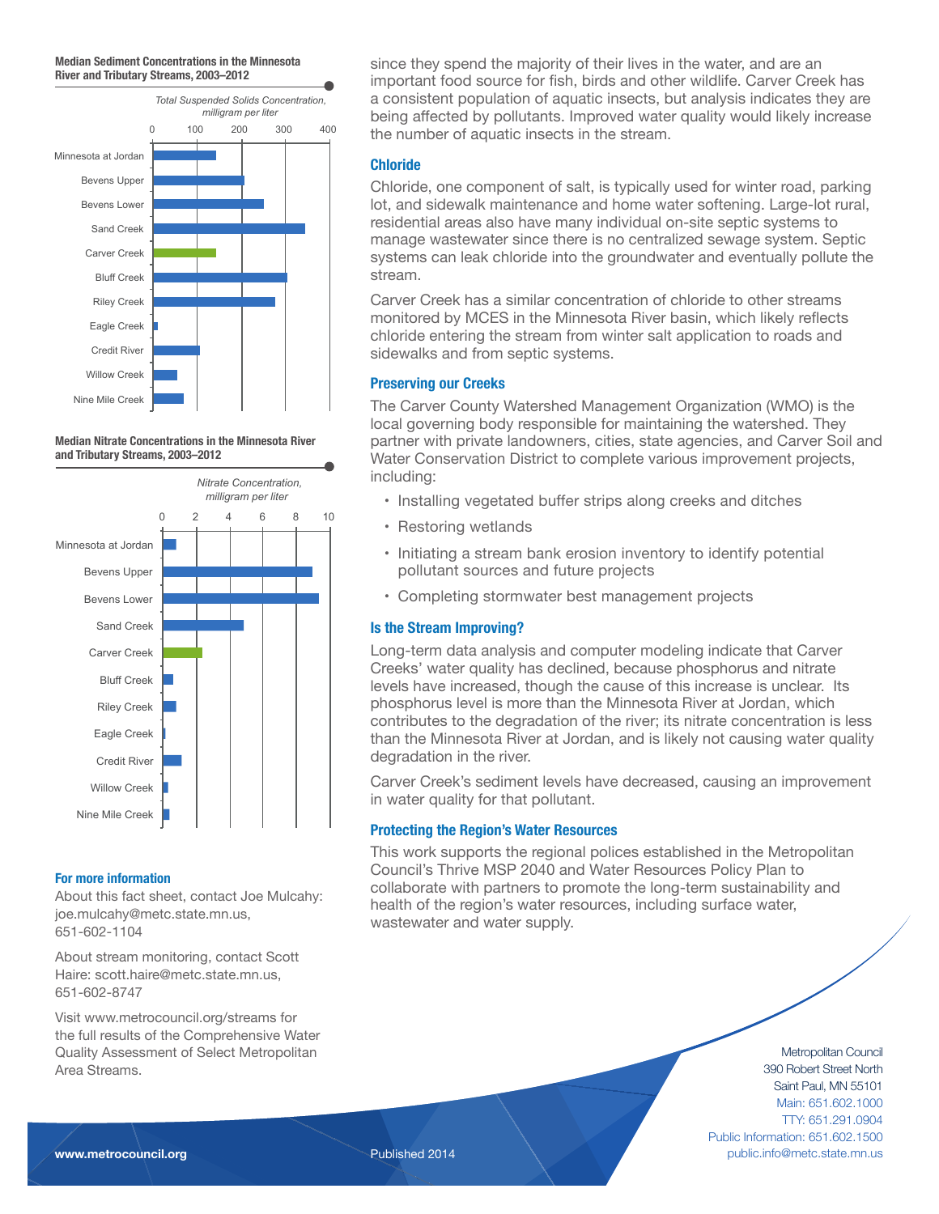**Median Sediment Concentrations in the Minnesota River and Tributary Streams, 2003–2012**

*Total Suspended Solids Concentration, milligram per liter*

0 100 200 300 400

Minnesota at Jordan
Bevens Upper
Bevens Lower
Sand Creek
Carver Creek
Bluff Creek
Riley Creek
Eagle Creek
Credit River
Willow Creek
Nine Mile Creek

**Median Nitrate Concentrations in the Minnesota River and Tributary Streams, 2003–2012**

*Nitrate Concentration, milligram per liter*

0 2 4 6 8 10

Minnesota at Jordan
Bevens Upper
Bevens Lower
Sand Creek
Carver Creek
Bluff Creek
Riley Creek
Eagle Creek
Credit River
Willow Creek
Nine Mile Creek

since they spend the majority of their lives in the water, and are an important food source for fish, birds and other wildlife. Carver Creek has a consistent population of aquatic insects, but analysis indicates they are being affected by pollutants. Improved water quality would likely increase the number of aquatic insects in the stream.

## Chloride

Chloride, one component of salt, is typically used for winter road, parking lot, and sidewalk maintenance and home water softening. Large-lot rural, residential areas also have many individual on-site septic systems to manage wastewater since there is no centralized sewage system. Septic systems can leak chloride into the groundwater and eventually pollute the stream.

Carver Creek has a similar concentration of chloride to other streams monitored by MCES in the Minnesota River basin, which likely reflects chloride entering the stream from winter salt application to roads and sidewalks and from septic systems.

## Preserving our Creeks

The Carver County Watershed Management Organization (WMO) is the local governing body responsible for maintaining the watershed. They partner with private landowners, cities, state agencies, and Carver Soil and Water Conservation District to complete various improvement projects, including:

- Installing vegetated buffer strips along creeks and ditches
- Restoring wetlands
- Initiating a stream bank erosion inventory to identify potential pollutant sources and future projects
- Completing stormwater best management projects

## Is the Stream Improving?

Long-term data analysis and computer modeling indicate that Carver Creeks' water quality has declined, because phosphorus and nitrate levels have increased, though the cause of this increase is unclear. Its phosphorus level is more than the Minnesota River at Jordan, which contributes to the degradation of the river; its nitrate concentration is less than the Minnesota River at Jordan, and is likely not causing water quality degradation in the river.

Carver Creek's sediment levels have decreased, causing an improvement in water quality for that pollutant.

## Protecting the Region's Water Resources

This work supports the regional polices established in the Metropolitan Council's Thrive MSP 2040 and Water Resources Policy Plan to collaborate with partners to promote the long-term sustainability and health of the region's water resources, including surface water, wastewater and water supply.

## For more information

About this fact sheet, contact Joe Mulcahy: joe.mulcahy@metc.state.mn.us, 651-602-1104

About stream monitoring, contact Scott Haire: scott.haire@metc.state.mn.us, 651-602-8747

Visit www.metrocouncil.org/streams for the full results of the Comprehensive Water Quality Assessment of Select Metropolitan Area Streams.

Metropolitan Council
390 Robert Street North
Saint Paul, MN 55101
Main: 651.602.1000
TTY: 651.291.0904
Public Information: 651.602.1500
public.info@metc.state.mn.us

www.metrocouncil.org

Published 2014